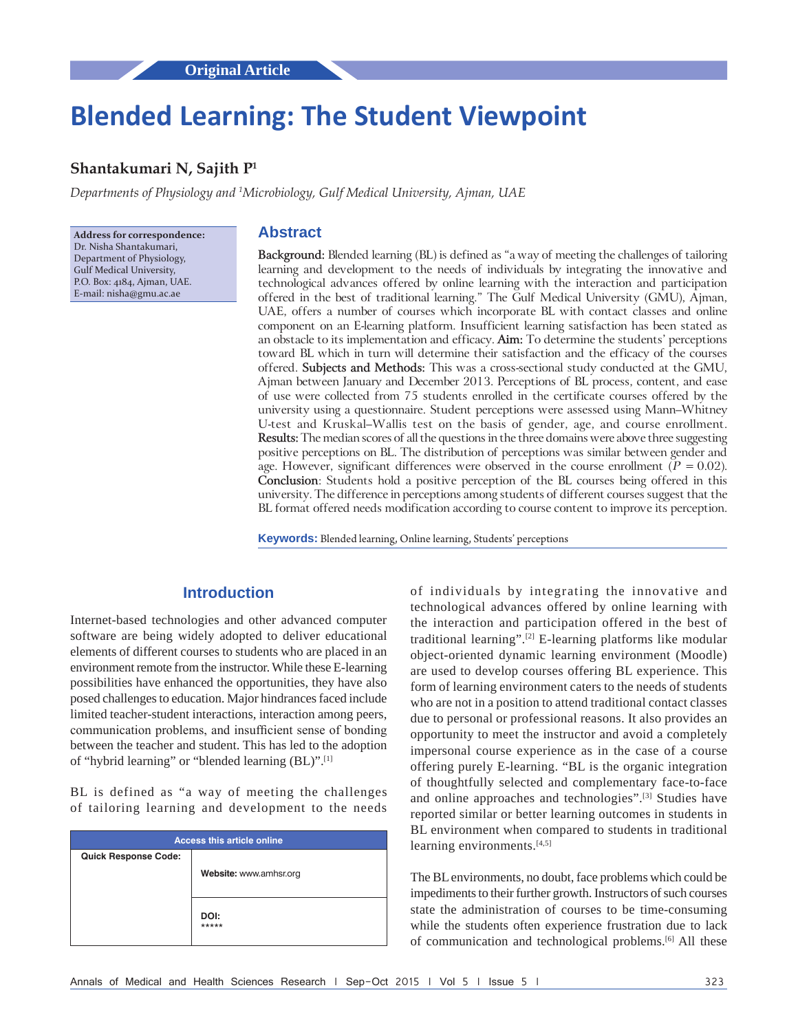Original Article

# Blended Learning: The Student Viewpoint

**Shantakumari N, Sajith P[1]**

*Departments of Physiology and [1]Microbiology, Gulf Medical University, Ajman, UAE*

**Address for correspondence:**
Dr. Nisha Shantakumari,
Department of Physiology,
Gulf Medical University,
P.O. Box: 4184, Ajman, UAE.
E-mail: nisha@gmu.ac.ae

## Abstract

**Background:** Blended learning (BL) is defined as "a way of meeting the challenges of tailoring learning and development to the needs of individuals by integrating the innovative and technological advances offered by online learning with the interaction and participation offered in the best of traditional learning." The Gulf Medical University (GMU), Ajman, UAE, offers a number of courses which incorporate BL with contact classes and online component on an E-learning platform. Insufficient learning satisfaction has been stated as an obstacle to its implementation and efficacy. **Aim:** To determine the students' perceptions toward BL which in turn will determine their satisfaction and the efficacy of the courses offered. **Subjects and Methods:** This was a cross-sectional study conducted at the GMU, Ajman between January and December 2013. Perceptions of BL process, content, and ease of use were collected from 75 students enrolled in the certificate courses offered by the university using a questionnaire. Student perceptions were assessed using Mann–Whitney U-test and Kruskal–Wallis test on the basis of gender, age, and course enrollment. **Results:** The median scores of all the questions in the three domains were above three suggesting positive perceptions on BL. The distribution of perceptions was similar between gender and age. However, significant differences were observed in the course enrollment ($P = 0.02$). **Conclusion**: Students hold a positive perception of the BL courses being offered in this university. The difference in perceptions among students of different courses suggest that the BL format offered needs modification according to course content to improve its perception.

**Keywords:** Blended learning, Online learning, Students' perceptions

## Introduction

Internet-based technologies and other advanced computer software are being widely adopted to deliver educational elements of different courses to students who are placed in an environment remote from the instructor. While these E-learning possibilities have enhanced the opportunities, they have also posed challenges to education. Major hindrances faced include limited teacher-student interactions, interaction among peers, communication problems, and insufficient sense of bonding between the teacher and student. This has led to the adoption of "hybrid learning" or "blended learning (BL)".[1]

BL is defined as "a way of meeting the challenges of tailoring learning and development to the needs of individuals by integrating the innovative and technological advances offered by online learning with the interaction and participation offered in the best of traditional learning".[2] E-learning platforms like modular object-oriented dynamic learning environment (Moodle) are used to develop courses offering BL experience. This form of learning environment caters to the needs of students who are not in a position to attend traditional contact classes due to personal or professional reasons. It also provides an opportunity to meet the instructor and avoid a completely impersonal course experience as in the case of a course offering purely E-learning. "BL is the organic integration of thoughtfully selected and complementary face-to-face and online approaches and technologies".[3] Studies have reported similar or better learning outcomes in students in BL environment when compared to students in traditional learning environments.[4,5]

The BL environments, no doubt, face problems which could be impediments to their further growth. Instructors of such courses state the administration of courses to be time-consuming while the students often experience frustration due to lack of communication and technological problems.[6] All these

| Access this article online | |
|---|---|
| Quick Response Code: | Website: www.amhsr.org |
| | DOI: ***** |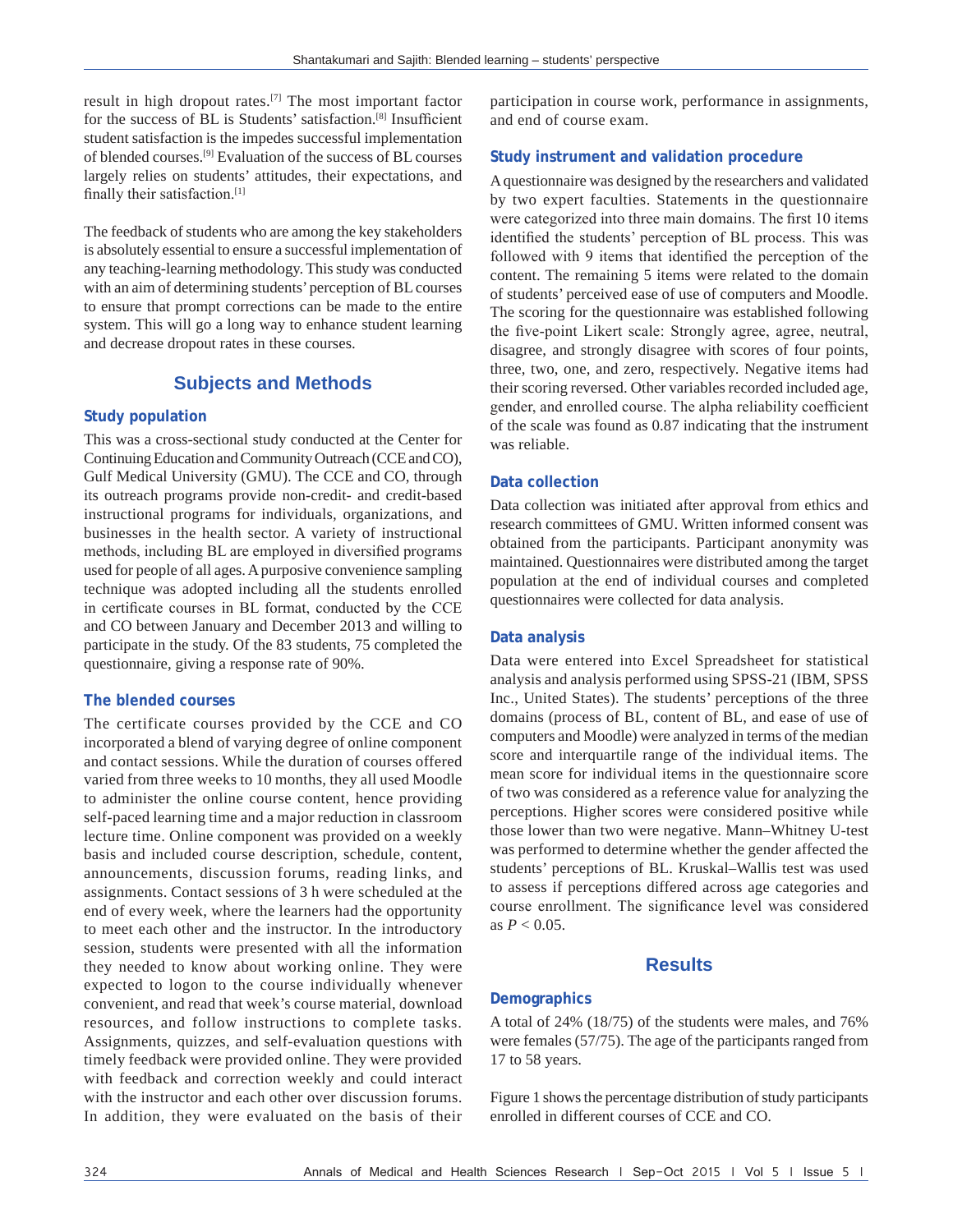result in high dropout rates.[7] The most important factor for the success of BL is Students' satisfaction.[8] Insufficient student satisfaction is the impedes successful implementation of blended courses.[9] Evaluation of the success of BL courses largely relies on students' attitudes, their expectations, and finally their satisfaction.[1]

The feedback of students who are among the key stakeholders is absolutely essential to ensure a successful implementation of any teaching-learning methodology. This study was conducted with an aim of determining students' perception of BL courses to ensure that prompt corrections can be made to the entire system. This will go a long way to enhance student learning and decrease dropout rates in these courses.

## Subjects and Methods

### Study population

This was a cross-sectional study conducted at the Center for Continuing Education and Community Outreach (CCE and CO), Gulf Medical University (GMU). The CCE and CO, through its outreach programs provide non-credit- and credit-based instructional programs for individuals, organizations, and businesses in the health sector. A variety of instructional methods, including BL are employed in diversified programs used for people of all ages. A purposive convenience sampling technique was adopted including all the students enrolled in certificate courses in BL format, conducted by the CCE and CO between January and December 2013 and willing to participate in the study. Of the 83 students, 75 completed the questionnaire, giving a response rate of 90%.

### The blended courses

The certificate courses provided by the CCE and CO incorporated a blend of varying degree of online component and contact sessions. While the duration of courses offered varied from three weeks to 10 months, they all used Moodle to administer the online course content, hence providing self-paced learning time and a major reduction in classroom lecture time. Online component was provided on a weekly basis and included course description, schedule, content, announcements, discussion forums, reading links, and assignments. Contact sessions of 3 h were scheduled at the end of every week, where the learners had the opportunity to meet each other and the instructor. In the introductory session, students were presented with all the information they needed to know about working online. They were expected to logon to the course individually whenever convenient, and read that week's course material, download resources, and follow instructions to complete tasks. Assignments, quizzes, and self-evaluation questions with timely feedback were provided online. They were provided with feedback and correction weekly and could interact with the instructor and each other over discussion forums. In addition, they were evaluated on the basis of their participation in course work, performance in assignments, and end of course exam.

### Study instrument and validation procedure

A questionnaire was designed by the researchers and validated by two expert faculties. Statements in the questionnaire were categorized into three main domains. The first 10 items identified the students' perception of BL process. This was followed with 9 items that identified the perception of the content. The remaining 5 items were related to the domain of students' perceived ease of use of computers and Moodle. The scoring for the questionnaire was established following the five-point Likert scale: Strongly agree, agree, neutral, disagree, and strongly disagree with scores of four points, three, two, one, and zero, respectively. Negative items had their scoring reversed. Other variables recorded included age, gender, and enrolled course. The alpha reliability coefficient of the scale was found as 0.87 indicating that the instrument was reliable.

### Data collection

Data collection was initiated after approval from ethics and research committees of GMU. Written informed consent was obtained from the participants. Participant anonymity was maintained. Questionnaires were distributed among the target population at the end of individual courses and completed questionnaires were collected for data analysis.

### Data analysis

Data were entered into Excel Spreadsheet for statistical analysis and analysis performed using SPSS-21 (IBM, SPSS Inc., United States). The students' perceptions of the three domains (process of BL, content of BL, and ease of use of computers and Moodle) were analyzed in terms of the median score and interquartile range of the individual items. The mean score for individual items in the questionnaire score of two was considered as a reference value for analyzing the perceptions. Higher scores were considered positive while those lower than two were negative. Mann–Whitney U-test was performed to determine whether the gender affected the students' perceptions of BL. Kruskal–Wallis test was used to assess if perceptions differed across age categories and course enrollment. The significance level was considered as $P < 0.05$.

## Results

### Demographics

A total of 24% (18/75) of the students were males, and 76% were females (57/75). The age of the participants ranged from 17 to 58 years.

Figure 1 shows the percentage distribution of study participants enrolled in different courses of CCE and CO.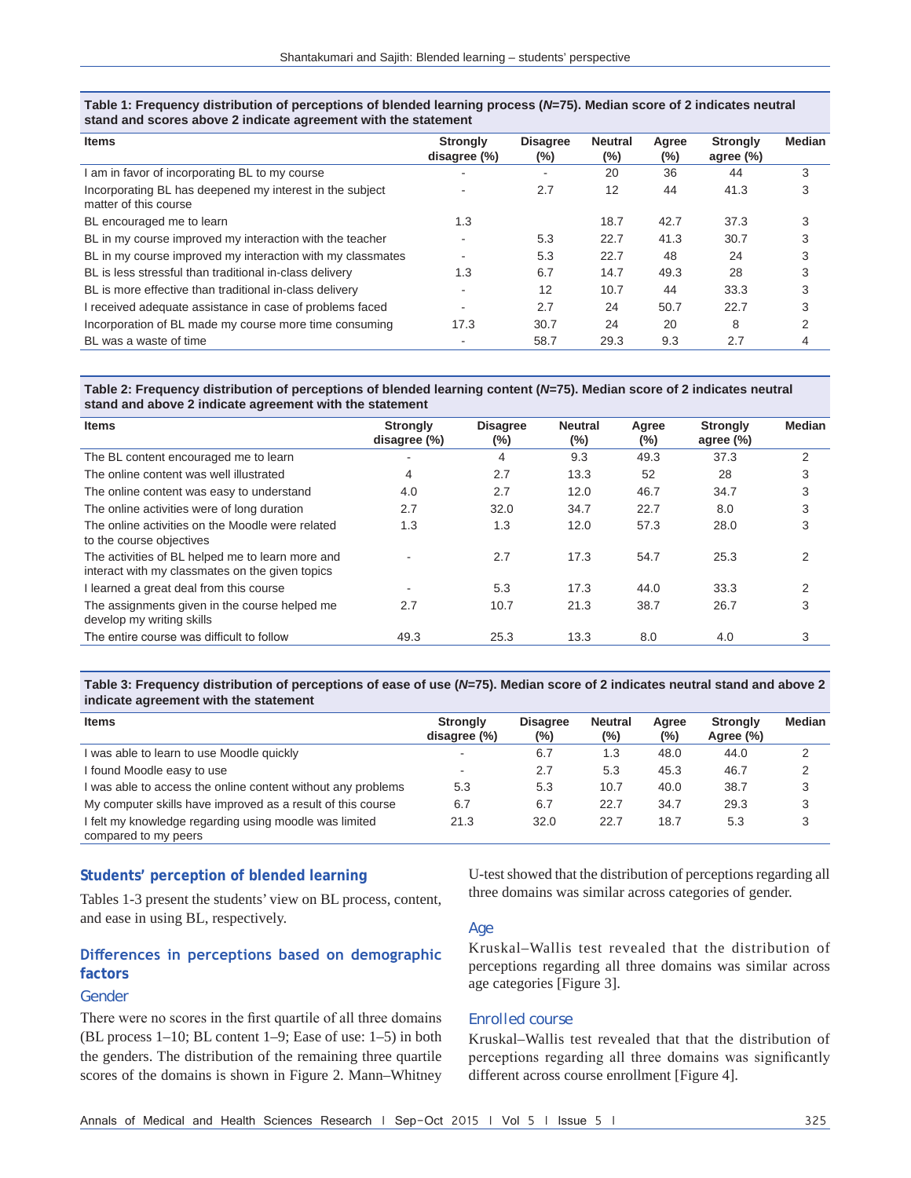**Table 1: Frequency distribution of perceptions of blended learning process (*N*=75). Median score of 2 indicates neutral stand and scores above 2 indicate agreement with the statement**

| Items | Strongly disagree (%) | Disagree (%) | Neutral (%) | Agree (%) | Strongly agree (%) | Median |
|---|---|---|---|---|---|---|
| I am in favor of incorporating BL to my course | - | - | 20 | 36 | 44 | 3 |
| Incorporating BL has deepened my interest in the subject matter of this course | - | 2.7 | 12 | 44 | 41.3 | 3 |
| BL encouraged me to learn | 1.3 | | 18.7 | 42.7 | 37.3 | 3 |
| BL in my course improved my interaction with the teacher | - | 5.3 | 22.7 | 41.3 | 30.7 | 3 |
| BL in my course improved my interaction with my classmates | - | 5.3 | 22.7 | 48 | 24 | 3 |
| BL is less stressful than traditional in-class delivery | 1.3 | 6.7 | 14.7 | 49.3 | 28 | 3 |
| BL is more effective than traditional in-class delivery | - | 12 | 10.7 | 44 | 33.3 | 3 |
| I received adequate assistance in case of problems faced | - | 2.7 | 24 | 50.7 | 22.7 | 3 |
| Incorporation of BL made my course more time consuming | 17.3 | 30.7 | 24 | 20 | 8 | 2 |
| BL was a waste of time | - | 58.7 | 29.3 | 9.3 | 2.7 | 4 |

**Table 2: Frequency distribution of perceptions of blended learning content (*N*=75). Median score of 2 indicates neutral stand and above 2 indicate agreement with the statement**

| Items | Strongly disagree (%) | Disagree (%) | Neutral (%) | Agree (%) | Strongly agree (%) | Median |
|---|---|---|---|---|---|---|
| The BL content encouraged me to learn | - | 4 | 9.3 | 49.3 | 37.3 | 2 |
| The online content was well illustrated | 4 | 2.7 | 13.3 | 52 | 28 | 3 |
| The online content was easy to understand | 4.0 | 2.7 | 12.0 | 46.7 | 34.7 | 3 |
| The online activities were of long duration | 2.7 | 32.0 | 34.7 | 22.7 | 8.0 | 3 |
| The online activities on the Moodle were related to the course objectives | 1.3 | 1.3 | 12.0 | 57.3 | 28.0 | 3 |
| The activities of BL helped me to learn more and interact with my classmates on the given topics | - | 2.7 | 17.3 | 54.7 | 25.3 | 2 |
| I learned a great deal from this course | - | 5.3 | 17.3 | 44.0 | 33.3 | 2 |
| The assignments given in the course helped me develop my writing skills | 2.7 | 10.7 | 21.3 | 38.7 | 26.7 | 3 |
| The entire course was difficult to follow | 49.3 | 25.3 | 13.3 | 8.0 | 4.0 | 3 |

**Table 3: Frequency distribution of perceptions of ease of use (*N*=75). Median score of 2 indicates neutral stand and above 2 indicate agreement with the statement**

| Items | Strongly disagree (%) | Disagree (%) | Neutral (%) | Agree (%) | Strongly Agree (%) | Median |
|---|---|---|---|---|---|---|
| I was able to learn to use Moodle quickly | - | 6.7 | 1.3 | 48.0 | 44.0 | 2 |
| I found Moodle easy to use | - | 2.7 | 5.3 | 45.3 | 46.7 | 2 |
| I was able to access the online content without any problems | 5.3 | 5.3 | 10.7 | 40.0 | 38.7 | 3 |
| My computer skills have improved as a result of this course | 6.7 | 6.7 | 22.7 | 34.7 | 29.3 | 3 |
| I felt my knowledge regarding using moodle was limited compared to my peers | 21.3 | 32.0 | 22.7 | 18.7 | 5.3 | 3 |

## Students' perception of blended learning

Tables 1-3 present the students' view on BL process, content, and ease in using BL, respectively.

## Differences in perceptions based on demographic factors

### Gender

There were no scores in the first quartile of all three domains (BL process 1–10; BL content 1–9; Ease of use: 1–5) in both the genders. The distribution of the remaining three quartile scores of the domains is shown in Figure 2. Mann–Whitney U-test showed that the distribution of perceptions regarding all three domains was similar across categories of gender.

### Age

Kruskal–Wallis test revealed that the distribution of perceptions regarding all three domains was similar across age categories [Figure 3].

### Enrolled course

Kruskal–Wallis test revealed that that the distribution of perceptions regarding all three domains was significantly different across course enrollment [Figure 4].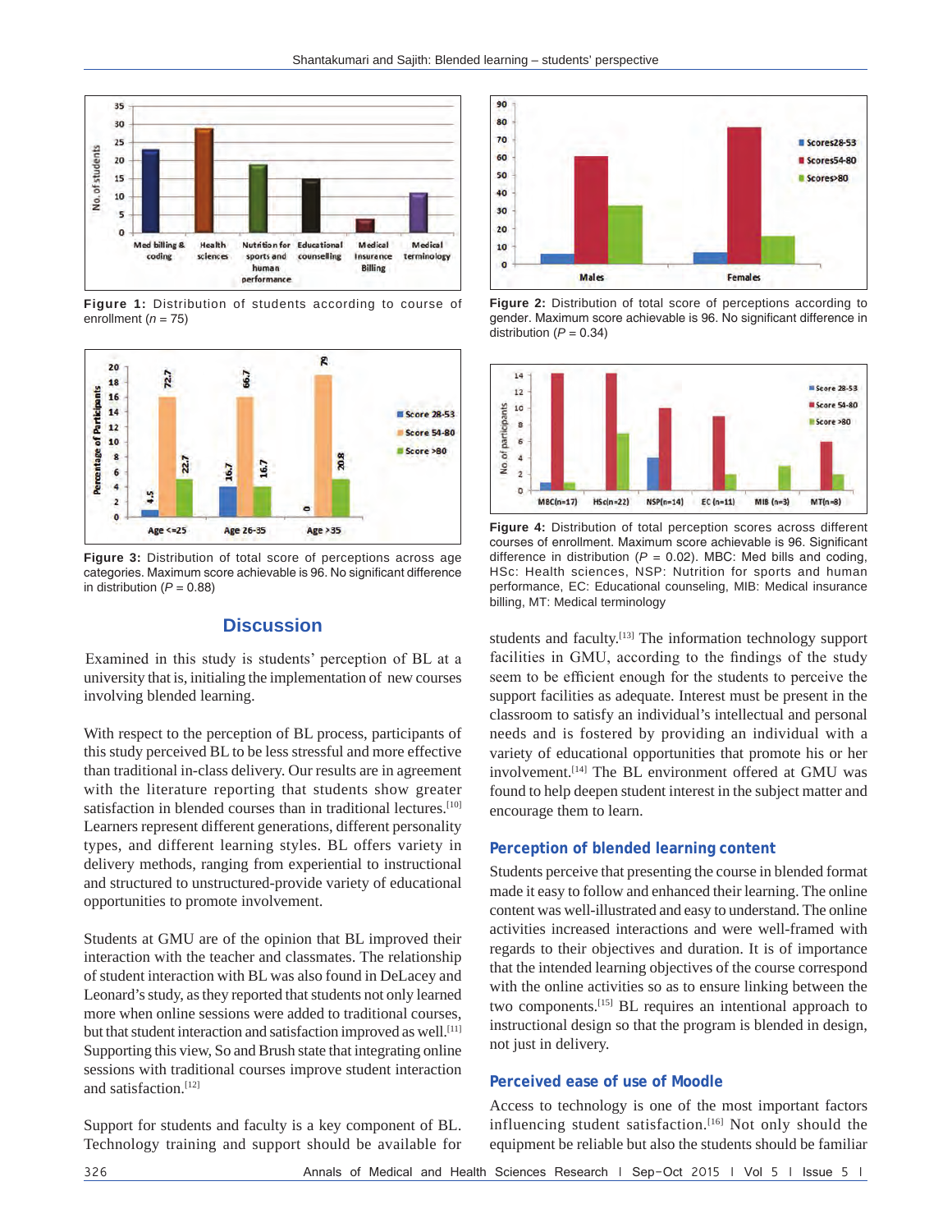Figure 1: Distribution of students according to course of enrollment ($n$ = 75)

Figure 2: Distribution of total score of perceptions according to gender. Maximum score achievable is 96. No significant difference in distribution ($P$ = 0.34)

Figure 3: Distribution of total score of perceptions across age categories. Maximum score achievable is 96. No significant difference in distribution ($P$ = 0.88)

Figure 4: Distribution of total perception scores across different courses of enrollment. Maximum score achievable is 96. Significant difference in distribution ($P$ = 0.02). MBC: Med bills and coding, HSc: Health sciences, NSP: Nutrition for sports and human performance, EC: Educational counseling, MIB: Medical insurance billing, MT: Medical terminology

## Discussion

Examined in this study is students' perception of BL at a university that is, initialing the implementation of new courses involving blended learning.

With respect to the perception of BL process, participants of this study perceived BL to be less stressful and more effective than traditional in-class delivery. Our results are in agreement with the literature reporting that students show greater satisfaction in blended courses than in traditional lectures.[10] Learners represent different generations, different personality types, and different learning styles. BL offers variety in delivery methods, ranging from experiential to instructional and structured to unstructured-provide variety of educational opportunities to promote involvement.

Students at GMU are of the opinion that BL improved their interaction with the teacher and classmates. The relationship of student interaction with BL was also found in DeLacey and Leonard's study, as they reported that students not only learned more when online sessions were added to traditional courses, but that student interaction and satisfaction improved as well.[11] Supporting this view, So and Brush state that integrating online sessions with traditional courses improve student interaction and satisfaction.[12]

Support for students and faculty is a key component of BL. Technology training and support should be available for students and faculty.[13] The information technology support facilities in GMU, according to the findings of the study seem to be efficient enough for the students to perceive the support facilities as adequate. Interest must be present in the classroom to satisfy an individual's intellectual and personal needs and is fostered by providing an individual with a variety of educational opportunities that promote his or her involvement.[14] The BL environment offered at GMU was found to help deepen student interest in the subject matter and encourage them to learn.

### Perception of blended learning content

Students perceive that presenting the course in blended format made it easy to follow and enhanced their learning. The online content was well-illustrated and easy to understand. The online activities increased interactions and were well-framed with regards to their objectives and duration. It is of importance that the intended learning objectives of the course correspond with the online activities so as to ensure linking between the two components.[15] BL requires an intentional approach to instructional design so that the program is blended in design, not just in delivery.

### Perceived ease of use of Moodle

Access to technology is one of the most important factors influencing student satisfaction.[16] Not only should the equipment be reliable but also the students should be familiar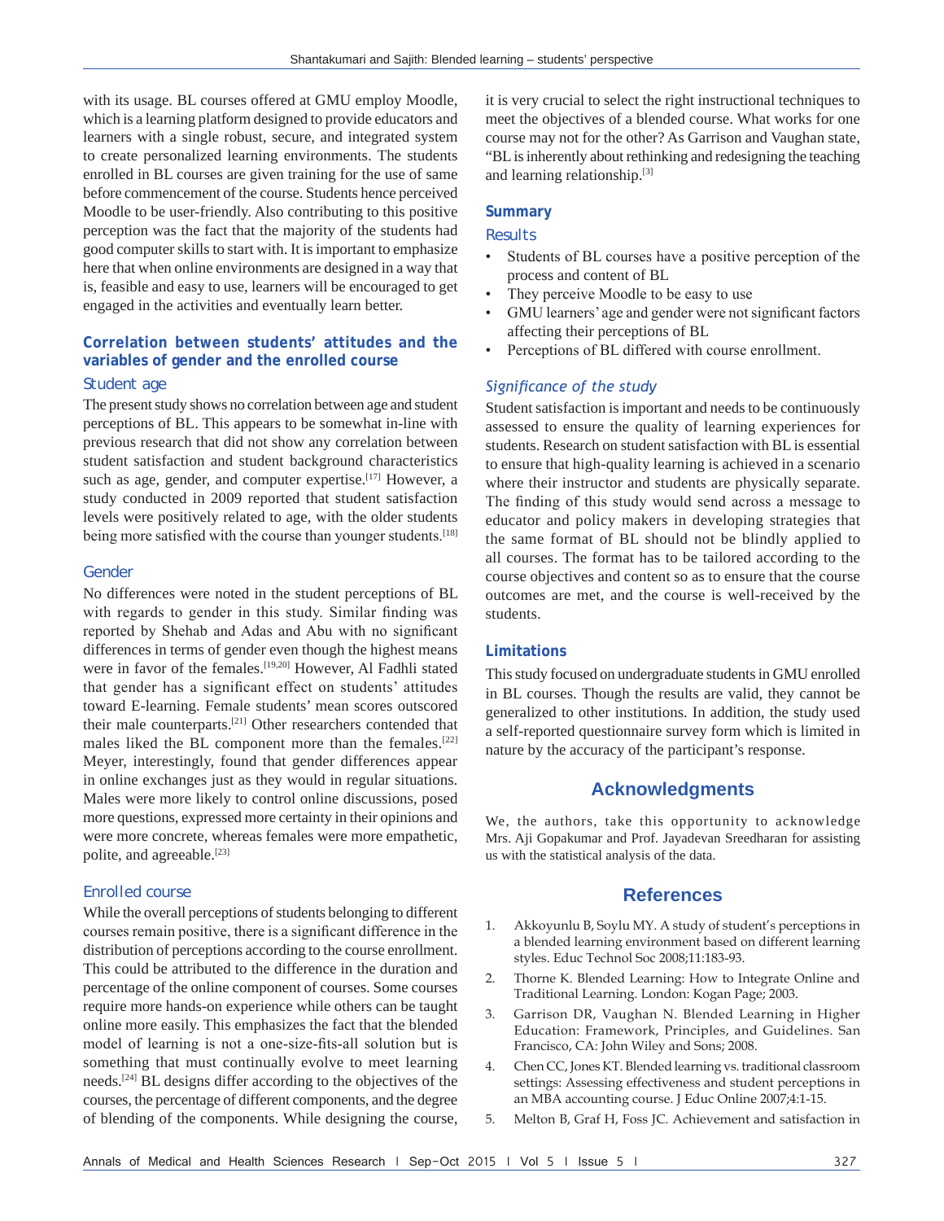with its usage. BL courses offered at GMU employ Moodle, which is a learning platform designed to provide educators and learners with a single robust, secure, and integrated system to create personalized learning environments. The students enrolled in BL courses are given training for the use of same before commencement of the course. Students hence perceived Moodle to be user-friendly. Also contributing to this positive perception was the fact that the majority of the students had good computer skills to start with. It is important to emphasize here that when online environments are designed in a way that is, feasible and easy to use, learners will be encouraged to get engaged in the activities and eventually learn better.

### Correlation between students' attitudes and the variables of gender and the enrolled course

#### Student age

The present study shows no correlation between age and student perceptions of BL. This appears to be somewhat in-line with previous research that did not show any correlation between student satisfaction and student background characteristics such as age, gender, and computer expertise.[17] However, a study conducted in 2009 reported that student satisfaction levels were positively related to age, with the older students being more satisfied with the course than younger students.[18]

#### Gender

No differences were noted in the student perceptions of BL with regards to gender in this study. Similar finding was reported by Shehab and Adas and Abu with no significant differences in terms of gender even though the highest means were in favor of the females.[19,20] However, Al Fadhli stated that gender has a significant effect on students' attitudes toward E-learning. Female students' mean scores outscored their male counterparts.[21] Other researchers contended that males liked the BL component more than the females.[22] Meyer, interestingly, found that gender differences appear in online exchanges just as they would in regular situations. Males were more likely to control online discussions, posed more questions, expressed more certainty in their opinions and were more concrete, whereas females were more empathetic, polite, and agreeable.[23]

#### Enrolled course

While the overall perceptions of students belonging to different courses remain positive, there is a significant difference in the distribution of perceptions according to the course enrollment. This could be attributed to the difference in the duration and percentage of the online component of courses. Some courses require more hands-on experience while others can be taught online more easily. This emphasizes the fact that the blended model of learning is not a one-size-fits-all solution but is something that must continually evolve to meet learning needs.[24] BL designs differ according to the objectives of the courses, the percentage of different components, and the degree of blending of the components. While designing the course, it is very crucial to select the right instructional techniques to meet the objectives of a blended course. What works for one course may not for the other? As Garrison and Vaughan state, "BL is inherently about rethinking and redesigning the teaching and learning relationship.[3]

### Summary

#### Results

- Students of BL courses have a positive perception of the process and content of BL
- They perceive Moodle to be easy to use
- GMU learners' age and gender were not significant factors affecting their perceptions of BL
- Perceptions of BL differed with course enrollment.

#### *Significance of the study*

Student satisfaction is important and needs to be continuously assessed to ensure the quality of learning experiences for students. Research on student satisfaction with BL is essential to ensure that high-quality learning is achieved in a scenario where their instructor and students are physically separate. The finding of this study would send across a message to educator and policy makers in developing strategies that the same format of BL should not be blindly applied to all courses. The format has to be tailored according to the course objectives and content so as to ensure that the course outcomes are met, and the course is well-received by the students.

### Limitations

This study focused on undergraduate students in GMU enrolled in BL courses. Though the results are valid, they cannot be generalized to other institutions. In addition, the study used a self-reported questionnaire survey form which is limited in nature by the accuracy of the participant's response.

## Acknowledgments

We, the authors, take this opportunity to acknowledge Mrs. Aji Gopakumar and Prof. Jayadevan Sreedharan for assisting us with the statistical analysis of the data.

## References

1. Akkoyunlu B, Soylu MY. A study of student's perceptions in a blended learning environment based on different learning styles. Educ Technol Soc 2008;11:183-93.
2. Thorne K. Blended Learning: How to Integrate Online and Traditional Learning. London: Kogan Page; 2003.
3. Garrison DR, Vaughan N. Blended Learning in Higher Education: Framework, Principles, and Guidelines. San Francisco, CA: John Wiley and Sons; 2008.
4. Chen CC, Jones KT. Blended learning vs. traditional classroom settings: Assessing effectiveness and student perceptions in an MBA accounting course. J Educ Online 2007;4:1-15.
5. Melton B, Graf H, Foss JC. Achievement and satisfaction in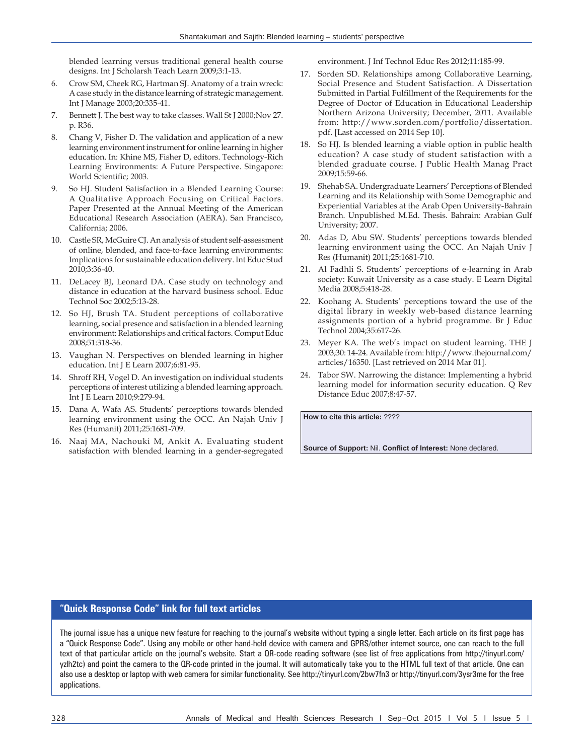blended learning versus traditional general health course designs. Int J Scholarsh Teach Learn 2009;3:1-13.

6. Crow SM, Cheek RG, Hartman SJ. Anatomy of a train wreck: A case study in the distance learning of strategic management. Int J Manage 2003;20:335-41.
7. Bennett J. The best way to take classes. Wall St J 2000;Nov 27. p. R36.
8. Chang V, Fisher D. The validation and application of a new learning environment instrument for online learning in higher education. In: Khine MS, Fisher D, editors. Technology-Rich Learning Environments: A Future Perspective. Singapore: World Scientific; 2003.
9. So HJ. Student Satisfaction in a Blended Learning Course: A Qualitative Approach Focusing on Critical Factors. Paper Presented at the Annual Meeting of the American Educational Research Association (AERA). San Francisco, California; 2006.
10. Castle SR, McGuire CJ. An analysis of student self-assessment of online, blended, and face-to-face learning environments: Implications for sustainable education delivery. Int Educ Stud 2010;3:36-40.
11. DeLacey BJ, Leonard DA. Case study on technology and distance in education at the harvard business school. Educ Technol Soc 2002;5:13-28.
12. So HJ, Brush TA. Student perceptions of collaborative learning, social presence and satisfaction in a blended learning environment: Relationships and critical factors. Comput Educ 2008;51:318-36.
13. Vaughan N. Perspectives on blended learning in higher education. Int J E Learn 2007;6:81-95.
14. Shroff RH, Vogel D. An investigation on individual students perceptions of interest utilizing a blended learning approach. Int J E Learn 2010;9:279-94.
15. Dana A, Wafa AS. Students' perceptions towards blended learning environment using the OCC. An Najah Univ J Res (Humanit) 2011;25:1681-709.
16. Naaj MA, Nachouki M, Ankit A. Evaluating student satisfaction with blended learning in a gender-segregated environment. J Inf Technol Educ Res 2012;11:185-99.
17. Sorden SD. Relationships among Collaborative Learning, Social Presence and Student Satisfaction. A Dissertation Submitted in Partial Fulfillment of the Requirements for the Degree of Doctor of Education in Educational Leadership Northern Arizona University; December, 2011. Available from: http://www.sorden.com/portfolio/dissertation.pdf. [Last accessed on 2014 Sep 10].
18. So HJ. Is blended learning a viable option in public health education? A case study of student satisfaction with a blended graduate course. J Public Health Manag Pract 2009;15:59-66.
19. Shehab SA. Undergraduate Learners' Perceptions of Blended Learning and its Relationship with Some Demographic and Experiential Variables at the Arab Open University-Bahrain Branch. Unpublished M.Ed. Thesis. Bahrain: Arabian Gulf University; 2007.
20. Adas D, Abu SW. Students' perceptions towards blended learning environment using the OCC. An Najah Univ J Res (Humanit) 2011;25:1681-710.
21. Al Fadhli S. Students' perceptions of e-learning in Arab society: Kuwait University as a case study. E Learn Digital Media 2008;5:418-28.
22. Koohang A. Students' perceptions toward the use of the digital library in weekly web-based distance learning assignments portion of a hybrid programme. Br J Educ Technol 2004;35:617-26.
23. Meyer KA. The web's impact on student learning. THE J 2003;30: 14-24. Available from: http://www.thejournal.com/articles/16350. [Last retrieved on 2014 Mar 01].
24. Tabor SW. Narrowing the distance: Implementing a hybrid learning model for information security education. Q Rev Distance Educ 2007;8:47-57.

**How to cite this article:** ????

**Source of Support:** Nil. **Conflict of Interest:** None declared.

## "Quick Response Code" link for full text articles

The journal issue has a unique new feature for reaching to the journal's website without typing a single letter. Each article on its first page has a "Quick Response Code". Using any mobile or other hand-held device with camera and GPRS/other internet source, one can reach to the full text of that particular article on the journal's website. Start a QR-code reading software (see list of free applications from http://tinyurl.com/yzlh2tc) and point the camera to the QR-code printed in the journal. It will automatically take you to the HTML full text of that article. One can also use a desktop or laptop with web camera for similar functionality. See http://tinyurl.com/2bw7fn3 or http://tinyurl.com/3ysr3me for the free applications.